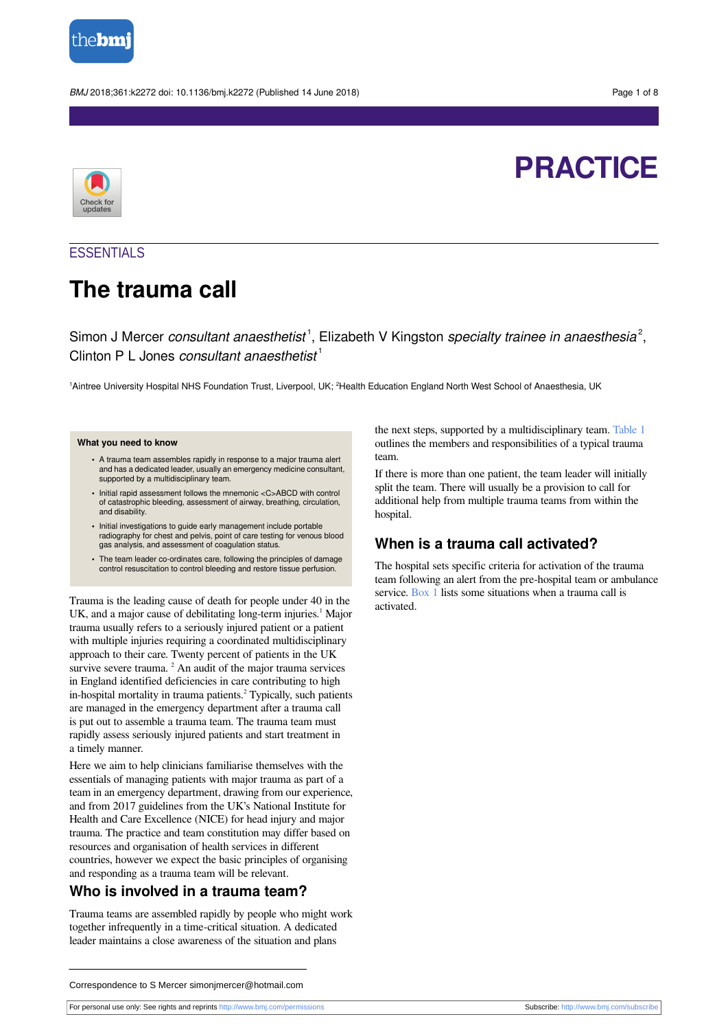PRACTICE

ESSENTIALS

# The trauma call

Simon J Mercer *consultant anaesthetist*[1], Elizabeth V Kingston *specialty trainee in anaesthesia*[2], Clinton P L Jones *consultant anaesthetist*[1]

[1]Aintree University Hospital NHS Foundation Trust, Liverpool, UK; [2]Health Education England North West School of Anaesthesia, UK

**What you need to know**

- A trauma team assembles rapidly in response to a major trauma alert and has a dedicated leader, usually an emergency medicine consultant, supported by a multidisciplinary team.
- Initial rapid assessment follows the mnemonic <C>ABCD with control of catastrophic bleeding, assessment of airway, breathing, circulation, and disability.
- Initial investigations to guide early management include portable radiography for chest and pelvis, point of care testing for venous blood gas analysis, and assessment of coagulation status.
- The team leader co-ordinates care, following the principles of damage control resuscitation to control bleeding and restore tissue perfusion.

Trauma is the leading cause of death for people under 40 in the UK, and a major cause of debilitating long-term injuries.[1] Major trauma usually refers to a seriously injured patient or a patient with multiple injuries requiring a coordinated multidisciplinary approach to their care. Twenty percent of patients in the UK survive severe trauma. [2] An audit of the major trauma services in England identified deficiencies in care contributing to high in-hospital mortality in trauma patients.[2] Typically, such patients are managed in the emergency department after a trauma call is put out to assemble a trauma team. The trauma team must rapidly assess seriously injured patients and start treatment in a timely manner.

Here we aim to help clinicians familiarise themselves with the essentials of managing patients with major trauma as part of a team in an emergency department, drawing from our experience, and from 2017 guidelines from the UK's National Institute for Health and Care Excellence (NICE) for head injury and major trauma. The practice and team constitution may differ based on resources and organisation of health services in different countries, however we expect the basic principles of organising and responding as a trauma team will be relevant.

## Who is involved in a trauma team?

Trauma teams are assembled rapidly by people who might work together infrequently in a time-critical situation. A dedicated leader maintains a close awareness of the situation and plans the next steps, supported by a multidisciplinary team. Table 1 outlines the members and responsibilities of a typical trauma team.

If there is more than one patient, the team leader will initially split the team. There will usually be a provision to call for additional help from multiple trauma teams from within the hospital.

## When is a trauma call activated?

The hospital sets specific criteria for activation of the trauma team following an alert from the pre-hospital team or ambulance service. Box 1 lists some situations when a trauma call is activated.

Correspondence to S Mercer simonjmercer@hotmail.com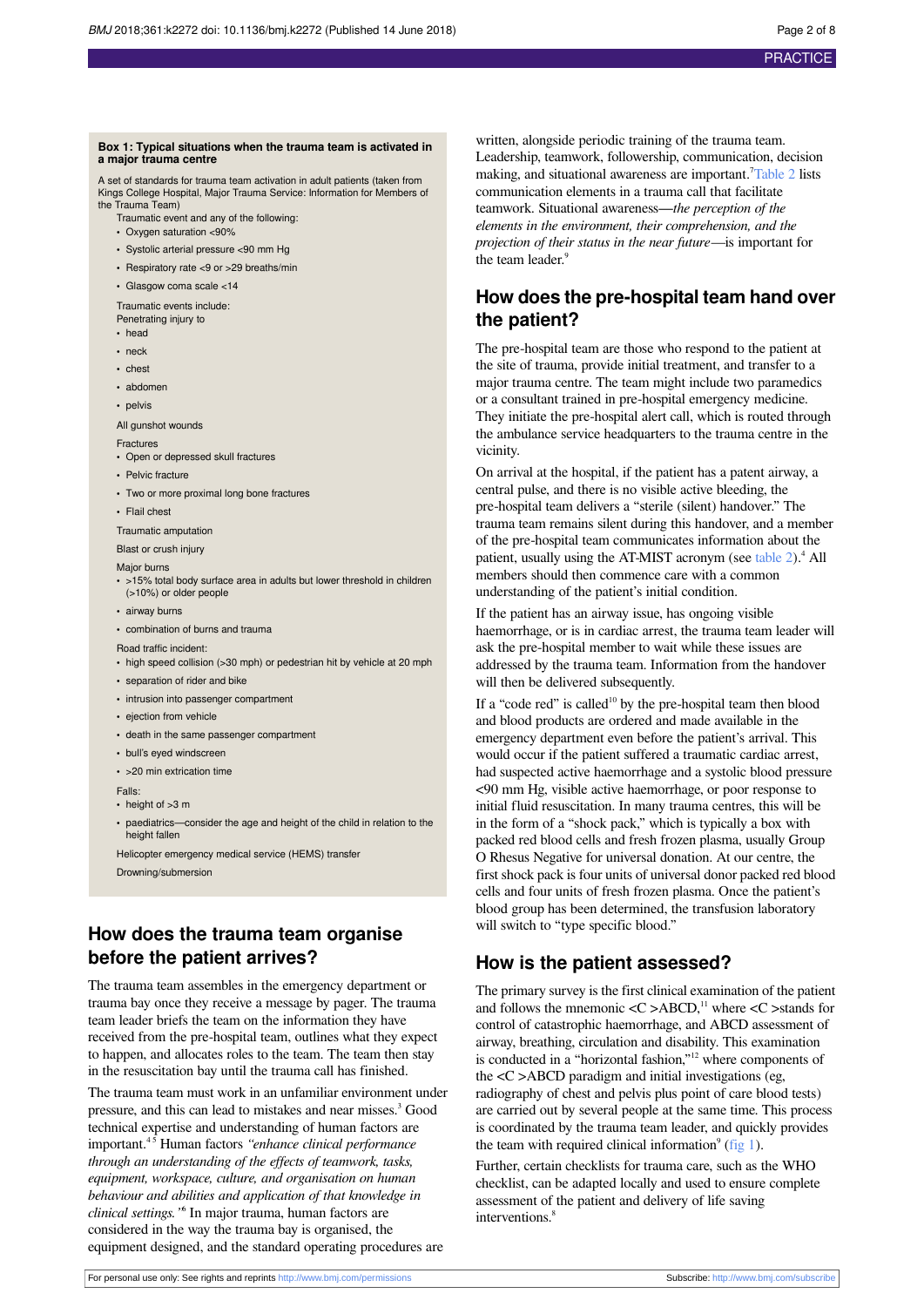**Box 1: Typical situations when the trauma team is activated in a major trauma centre**

A set of standards for trauma team activation in adult patients (taken from Kings College Hospital, Major Trauma Service: Information for Members of the Trauma Team)

Traumatic event and any of the following:

- Oxygen saturation <90%
- Systolic arterial pressure <90 mm Hg
- Respiratory rate <9 or >29 breaths/min
- Glasgow coma scale <14

Traumatic events include:

Penetrating injury to

- head
- neck
- chest
- abdomen
- pelvis

All gunshot wounds

Fractures

- Open or depressed skull fractures
- Pelvic fracture
- Two or more proximal long bone fractures
- Flail chest

Traumatic amputation

Blast or crush injury

Major burns

- >15% total body surface area in adults but lower threshold in children (>10%) or older people
- airway burns
- combination of burns and trauma

Road traffic incident:

- high speed collision (>30 mph) or pedestrian hit by vehicle at 20 mph
- separation of rider and bike
- intrusion into passenger compartment
- ejection from vehicle
- death in the same passenger compartment
- bull's eyed windscreen
- >20 min extrication time

Falls:

- height of >3 m
- paediatrics—consider the age and height of the child in relation to the height fallen

Helicopter emergency medical service (HEMS) transfer

Drowning/submersion

## How does the trauma team organise before the patient arrives?

The trauma team assembles in the emergency department or trauma bay once they receive a message by pager. The trauma team leader briefs the team on the information they have received from the pre-hospital team, outlines what they expect to happen, and allocates roles to the team. The team then stay in the resuscitation bay until the trauma call has finished.

The trauma team must work in an unfamiliar environment under pressure, and this can lead to mistakes and near misses.[3] Good technical expertise and understanding of human factors are important.[4,5] Human factors *"enhance clinical performance through an understanding of the effects of teamwork, tasks, equipment, workspace, culture, and organisation on human behaviour and abilities and application of that knowledge in clinical settings."*[6] In major trauma, human factors are considered in the way the trauma bay is organised, the equipment designed, and the standard operating procedures are written, alongside periodic training of the trauma team. Leadership, teamwork, followership, communication, decision making, and situational awareness are important.[7] Table 2 lists communication elements in a trauma call that facilitate teamwork. Situational awareness—*the perception of the elements in the environment, their comprehension, and the projection of their status in the near future*—is important for the team leader.[9]

## How does the pre-hospital team hand over the patient?

The pre-hospital team are those who respond to the patient at the site of trauma, provide initial treatment, and transfer to a major trauma centre. The team might include two paramedics or a consultant trained in pre-hospital emergency medicine. They initiate the pre-hospital alert call, which is routed through the ambulance service headquarters to the trauma centre in the vicinity.

On arrival at the hospital, if the patient has a patent airway, a central pulse, and there is no visible active bleeding, the pre-hospital team delivers a "sterile (silent) handover." The trauma team remains silent during this handover, and a member of the pre-hospital team communicates information about the patient, usually using the AT-MIST acronym (see table 2).[4] All members should then commence care with a common understanding of the patient's initial condition.

If the patient has an airway issue, has ongoing visible haemorrhage, or is in cardiac arrest, the trauma team leader will ask the pre-hospital member to wait while these issues are addressed by the trauma team. Information from the handover will then be delivered subsequently.

If a "code red" is called[10] by the pre-hospital team then blood and blood products are ordered and made available in the emergency department even before the patient's arrival. This would occur if the patient suffered a traumatic cardiac arrest, had suspected active haemorrhage and a systolic blood pressure <90 mm Hg, visible active haemorrhage, or poor response to initial fluid resuscitation. In many trauma centres, this will be in the form of a "shock pack," which is typically a box with packed red blood cells and fresh frozen plasma, usually Group O Rhesus Negative for universal donation. At our centre, the first shock pack is four units of universal donor packed red blood cells and four units of fresh frozen plasma. Once the patient's blood group has been determined, the transfusion laboratory will switch to "type specific blood."

## How is the patient assessed?

The primary survey is the first clinical examination of the patient and follows the mnemonic <C >ABCD,[11] where <C >stands for control of catastrophic haemorrhage, and ABCD assessment of airway, breathing, circulation and disability. This examination is conducted in a "horizontal fashion,"[12] where components of the <C >ABCD paradigm and initial investigations (eg, radiography of chest and pelvis plus point of care blood tests) are carried out by several people at the same time. This process is coordinated by the trauma team leader, and quickly provides the team with required clinical information[9] (fig 1).

Further, certain checklists for trauma care, such as the WHO checklist, can be adapted locally and used to ensure complete assessment of the patient and delivery of life saving interventions.[8]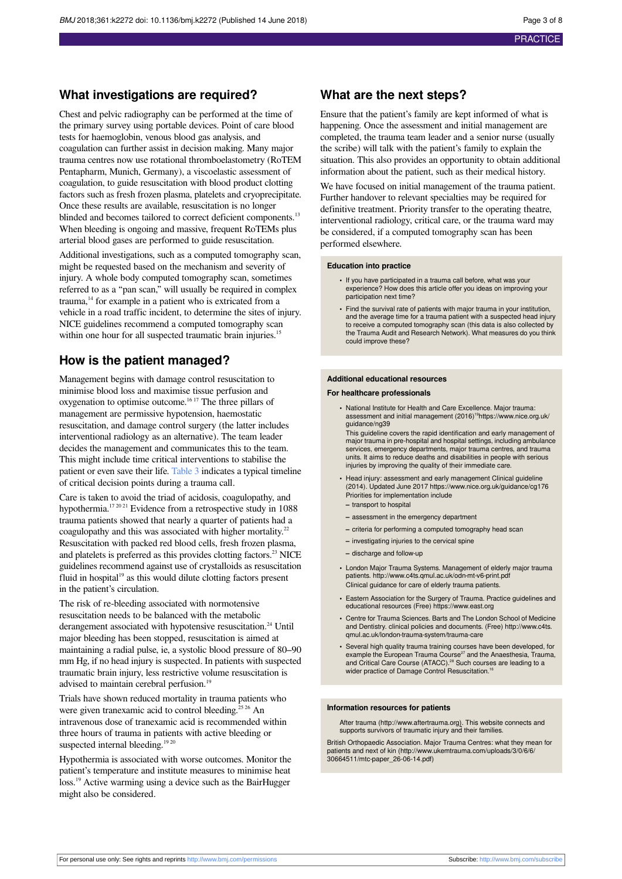## What investigations are required?

Chest and pelvic radiography can be performed at the time of the primary survey using portable devices. Point of care blood tests for haemoglobin, venous blood gas analysis, and coagulation can further assist in decision making. Many major trauma centres now use rotational thromboelastometry (RoTEM Pentapharm, Munich, Germany), a viscoelastic assessment of coagulation, to guide resuscitation with blood product clotting factors such as fresh frozen plasma, platelets and cryoprecipitate. Once these results are available, resuscitation is no longer blinded and becomes tailored to correct deficient components.[13] When bleeding is ongoing and massive, frequent RoTEMs plus arterial blood gases are performed to guide resuscitation.

Additional investigations, such as a computed tomography scan, might be requested based on the mechanism and severity of injury. A whole body computed tomography scan, sometimes referred to as a "pan scan," will usually be required in complex trauma,[14] for example in a patient who is extricated from a vehicle in a road traffic incident, to determine the sites of injury. NICE guidelines recommend a computed tomography scan within one hour for all suspected traumatic brain injuries.[15]

## How is the patient managed?

Management begins with damage control resuscitation to minimise blood loss and maximise tissue perfusion and oxygenation to optimise outcome.[16,17] The three pillars of management are permissive hypotension, haemostatic resuscitation, and damage control surgery (the latter includes interventional radiology as an alternative). The team leader decides the management and communicates this to the team. This might include time critical interventions to stabilise the patient or even save their life. Table 3 indicates a typical timeline of critical decision points during a trauma call.

Care is taken to avoid the triad of acidosis, coagulopathy, and hypothermia.[17,20,21] Evidence from a retrospective study in 1088 trauma patients showed that nearly a quarter of patients had a coagulopathy and this was associated with higher mortality.[22] Resuscitation with packed red blood cells, fresh frozen plasma, and platelets is preferred as this provides clotting factors.[23] NICE guidelines recommend against use of crystalloids as resuscitation fluid in hospital[19] as this would dilute clotting factors present in the patient's circulation.

The risk of re-bleeding associated with normotensive resuscitation needs to be balanced with the metabolic derangement associated with hypotensive resuscitation.[24] Until major bleeding has been stopped, resuscitation is aimed at maintaining a radial pulse, ie, a systolic blood pressure of 80–90 mm Hg, if no head injury is suspected. In patients with suspected traumatic brain injury, less restrictive volume resuscitation is advised to maintain cerebral perfusion.[19]

Trials have shown reduced mortality in trauma patients who were given tranexamic acid to control bleeding.[25,26] An intravenous dose of tranexamic acid is recommended within three hours of trauma in patients with active bleeding or suspected internal bleeding.[19,20]

Hypothermia is associated with worse outcomes. Monitor the patient's temperature and institute measures to minimise heat loss.[19] Active warming using a device such as the BairHugger might also be considered.

## What are the next steps?

Ensure that the patient's family are kept informed of what is happening. Once the assessment and initial management are completed, the trauma team leader and a senior nurse (usually the scribe) will talk with the patient's family to explain the situation. This also provides an opportunity to obtain additional information about the patient, such as their medical history.

We have focused on initial management of the trauma patient. Further handover to relevant specialties may be required for definitive treatment. Priority transfer to the operating theatre, interventional radiology, critical care, or the trauma ward may be considered, if a computed tomography scan has been performed elsewhere.

#### Education into practice

- If you have participated in a trauma call before, what was your experience? How does this article offer you ideas on improving your participation next time?
- Find the survival rate of patients with major trauma in your institution, and the average time for a trauma patient with a suspected head injury to receive a computed tomography scan (this data is also collected by the Trauma Audit and Research Network). What measures do you think could improve these?

#### Additional educational resources

**For healthcare professionals**

- National Institute for Health and Care Excellence. Major trauma: assessment and initial management (2016)[19]https://www.nice.org.uk/guidance/ng39

  This guideline covers the rapid identification and early management of major trauma in pre-hospital and hospital settings, including ambulance services, emergency departments, major trauma centres, and trauma units. It aims to reduce deaths and disabilities in people with serious injuries by improving the quality of their immediate care.
- Head injury: assessment and early management Clinical guideline (2014). Updated June 2017 https://www.nice.org.uk/guidance/cg176 Priorities for implementation include
  - transport to hospital
  - assessment in the emergency department
  - criteria for performing a computed tomography head scan
  - investigating injuries to the cervical spine
  - discharge and follow-up
- London Major Trauma Systems. Management of elderly major trauma patients. http://www.c4ts.qmul.ac.uk/odn-mt-v6-print.pdf Clinical guidance for care of elderly trauma patients.
- Eastern Association for the Surgery of Trauma. Practice guidelines and educational resources (Free) https://www.east.org
- Centre for Trauma Sciences. Barts and The London School of Medicine and Dentistry. clinical policies and documents. (Free) http://www.c4ts.qmul.ac.uk/london-trauma-system/trauma-care
- Several high quality trauma training courses have been developed, for example the European Trauma Course[27] and the Anaesthesia, Trauma, and Critical Care Course (ATACC).[28] Such courses are leading to a wider practice of Damage Control Resuscitation.[16]

#### Information resources for patients

After trauma (http://www.aftertrauma.org). This website connects and supports survivors of traumatic injury and their families.

British Orthopaedic Association. Major Trauma Centres: what they mean for patients and next of kin (http://www.ukemtrauma.com/uploads/3/0/6/6/30664511/mtc-paper_26-06-14.pdf)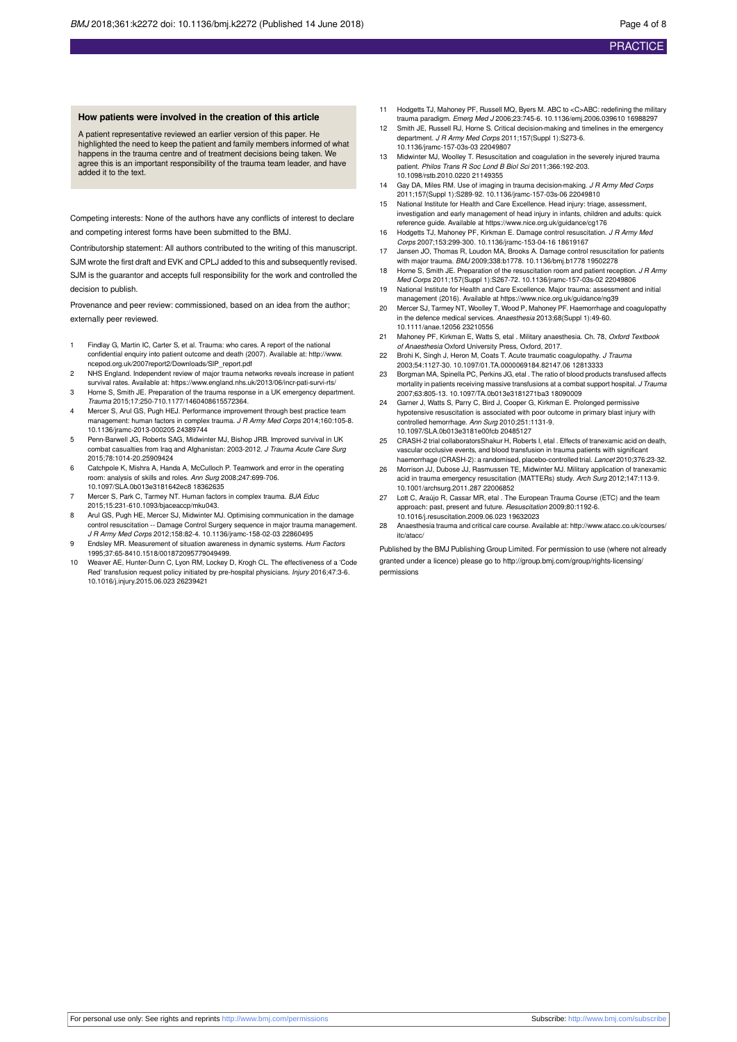### How patients were involved in the creation of this article

A patient representative reviewed an earlier version of this paper. He highlighted the need to keep the patient and family members informed of what happens in the trauma centre and of treatment decisions being taken. We agree this is an important responsibility of the trauma team leader, and have added it to the text.

Competing interests: None of the authors have any conflicts of interest to declare and competing interest forms have been submitted to the BMJ.

Contributorship statement: All authors contributed to the writing of this manuscript. SJM wrote the first draft and EVK and CPLJ added to this and subsequently revised. SJM is the guarantor and accepts full responsibility for the work and controlled the decision to publish.

Provenance and peer review: commissioned, based on an idea from the author; externally peer reviewed.

1. Findlay G, Martin IC, Carter S, et al. Trauma: who cares. A report of the national confidential enquiry into patient outcome and death (2007). Available at: http://www.ncepod.org.uk/2007report2/Downloads/SIP_report.pdf
2. NHS England. Independent review of major trauma networks reveals increase in patient survival rates. Available at: https://www.england.nhs.uk/2013/06/incr-pati-survi-rts/
3. Horne S, Smith JE. Preparation of the trauma response in a UK emergency department. *Trauma* 2015;17:250-710.1177/1460408615572364.
4. Mercer S, Arul GS, Pugh HEJ. Performance improvement through best practice team management: human factors in complex trauma. *J R Army Med Corps* 2014;160:105-8. 10.1136/jramc-2013-000205 24389744
5. Penn-Barwell JG, Roberts SAG, Midwinter MJ, Bishop JRB. Improved survival in UK combat casualties from Iraq and Afghanistan: 2003-2012. *J Trauma Acute Care Surg* 2015;78:1014-20.25909424
6. Catchpole K, Mishra A, Handa A, McCulloch P. Teamwork and error in the operating room: analysis of skills and roles. *Ann Surg* 2008;247:699-706. 10.1097/SLA.0b013e3181642ec8 18362635
7. Mercer S, Park C, Tarmey NT. Human factors in complex trauma. *BJA Educ* 2015;15:231-610.1093/bjaceaccp/mku043.
8. Arul GS, Pugh HE, Mercer SJ, Midwinter MJ. Optimising communication in the damage control resuscitation -- Damage Control Surgery sequence in major trauma management. *J R Army Med Corps* 2012;158:82-4. 10.1136/jramc-158-02-03 22860495
9. Endsley MR. Measurement of situation awareness in dynamic systems. *Hum Factors* 1995;37:65-8410.1518/001872095779049499.
10. Weaver AE, Hunter-Dunn C, Lyon RM, Lockey D, Krogh CL. The effectiveness of a 'Code Red' transfusion request policy initiated by pre-hospital physicians. *Injury* 2016;47:3-6. 10.1016/j.injury.2015.06.023 26239421
11. Hodgetts TJ, Mahoney PF, Russell MQ, Byers M. ABC to <C>ABC: redefining the military trauma paradigm. *Emerg Med J* 2006;23:745-6. 10.1136/emj.2006.039610 16988297
12. Smith JE, Russell RJ, Horne S. Critical decision-making and timelines in the emergency department. *J R Army Med Corps* 2011;157(Suppl 1):S273-6. 10.1136/jramc-157-03s-03 22049807
13. Midwinter MJ, Woolley T. Resuscitation and coagulation in the severely injured trauma patient. *Philos Trans R Soc Lond B Biol Sci* 2011;366:192-203. 10.1098/rstb.2010.0220 21149355
14. Gay DA, Miles RM. Use of imaging in trauma decision-making. *J R Army Med Corps* 2011;157(Suppl 1):S289-92. 10.1136/jramc-157-03s-06 22049810
15. National Institute for Health and Care Excellence. Head injury: triage, assessment, investigation and early management of head injury in infants, children and adults: quick reference guide. Available at https://www.nice.org.uk/guidance/cg176
16. Hodgetts TJ, Mahoney PF, Kirkman E. Damage control resuscitation. *J R Army Med Corps* 2007;153:299-300. 10.1136/jramc-153-04-16 18619167
17. Jansen JO, Thomas R, Loudon MA, Brooks A. Damage control resuscitation for patients with major trauma. *BMJ* 2009;338:b1778. 10.1136/bmj.b1778 19502278
18. Horne S, Smith JE. Preparation of the resuscitation room and patient reception. *J R Army Med Corps* 2011;157(Suppl 1):S267-72. 10.1136/jramc-157-03s-02 22049806
19. National Institute for Health and Care Excellence. Major trauma: assessment and initial management (2016). Available at https://www.nice.org.uk/guidance/ng39
20. Mercer SJ, Tarmey NT, Woolley T, Wood P, Mahoney PF. Haemorrhage and coagulopathy in the defence medical services. *Anaesthesia* 2013;68(Suppl 1):49-60. 10.1111/anae.12056 23210556
21. Mahoney PF, Kirkman E, Watts S, etal . Military anaesthesia. Ch. 78, *Oxford Textbook of Anaesthesia* Oxford University Press, Oxford, 2017.
22. Brohi K, Singh J, Heron M, Coats T. Acute traumatic coagulopathy. *J Trauma* 2003;54:1127-30. 10.1097/01.TA.0000069184.82147.06 12813333
23. Borgman MA, Spinella PC, Perkins JG, etal . The ratio of blood products transfused affects mortality in patients receiving massive transfusions at a combat support hospital. *J Trauma* 2007;63:805-13. 10.1097/TA.0b013e3181271ba3 18090009
24. Garner J, Watts S, Parry C, Bird J, Cooper G, Kirkman E. Prolonged permissive hypotensive resuscitation is associated with poor outcome in primary blast injury with controlled hemorrhage. *Ann Surg* 2010;251:1131-9. 10.1097/SLA.0b013e3181e00fcb 20485127
25. CRASH-2 trial collaboratorsShakur H, Roberts I, etal . Effects of tranexamic acid on death, vascular occlusive events, and blood transfusion in trauma patients with significant haemorrhage (CRASH-2): a randomised, placebo-controlled trial. *Lancet* 2010;376:23-32.
26. Morrison JJ, Dubose JJ, Rasmussen TE, Midwinter MJ. Military application of tranexamic acid in trauma emergency resuscitation (MATTERs) study. *Arch Surg* 2012;147:113-9. 10.1001/archsurg.2011.287 22006852
27. Lott C, Araújo R, Cassar MR, etal . The European Trauma Course (ETC) and the team approach: past, present and future. *Resuscitation* 2009;80:1192-6. 10.1016/j.resuscitation.2009.06.023 19632023
28. Anaesthesia trauma and critical care course. Available at: http://www.atacc.co.uk/courses/itc/atacc/

Published by the BMJ Publishing Group Limited. For permission to use (where not already granted under a licence) please go to http://group.bmj.com/group/rights-licensing/permissions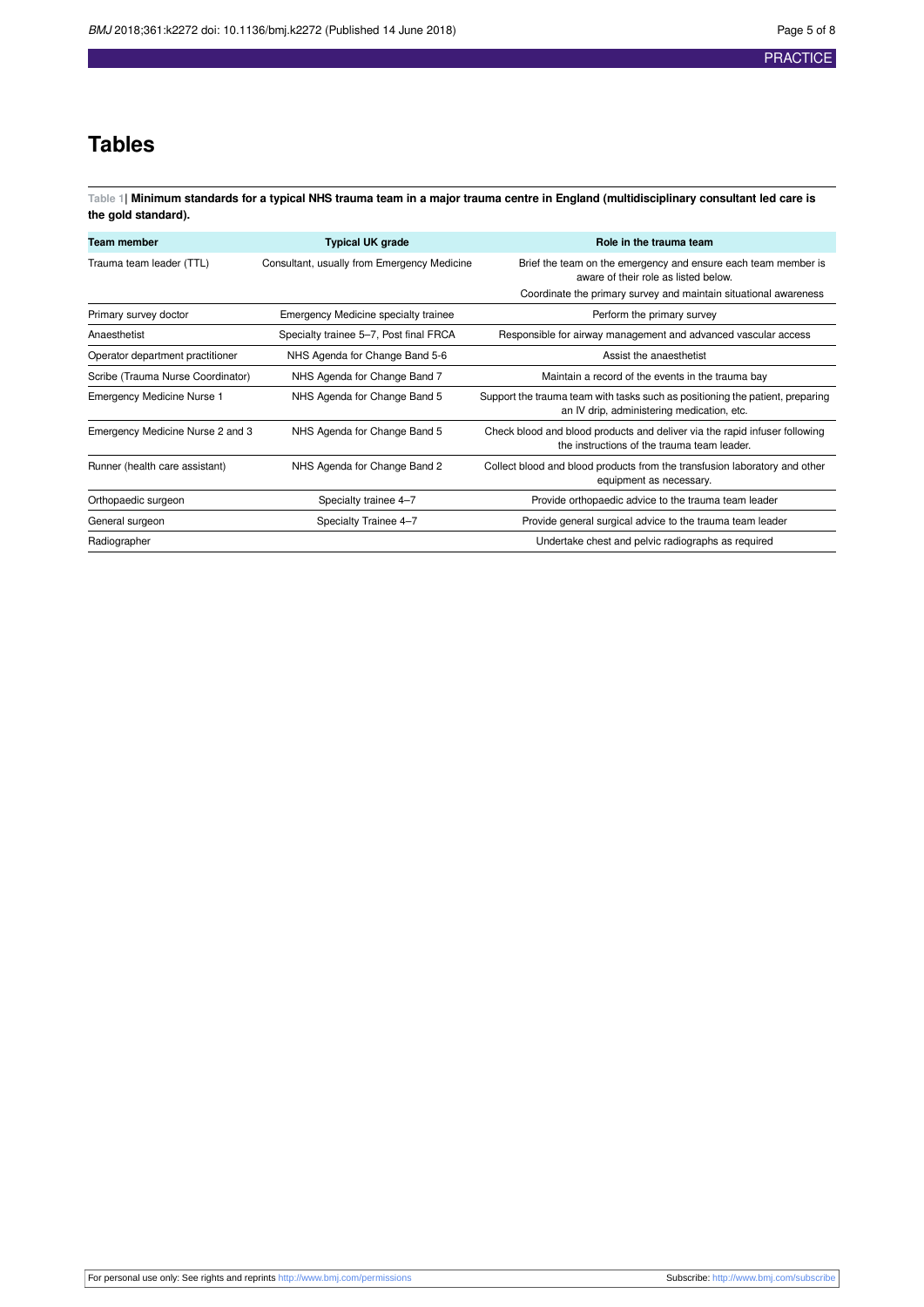# Tables

Table 1| **Minimum standards for a typical NHS trauma team in a major trauma centre in England (multidisciplinary consultant led care is the gold standard).**

| Team member | Typical UK grade | Role in the trauma team |
|---|---|---|
| Trauma team leader (TTL) | Consultant, usually from Emergency Medicine | Brief the team on the emergency and ensure each team member is aware of their role as listed below. |
| | | Coordinate the primary survey and maintain situational awareness |
| Primary survey doctor | Emergency Medicine specialty trainee | Perform the primary survey |
| Anaesthetist | Specialty trainee 5–7, Post final FRCA | Responsible for airway management and advanced vascular access |
| Operator department practitioner | NHS Agenda for Change Band 5-6 | Assist the anaesthetist |
| Scribe (Trauma Nurse Coordinator) | NHS Agenda for Change Band 7 | Maintain a record of the events in the trauma bay |
| Emergency Medicine Nurse 1 | NHS Agenda for Change Band 5 | Support the trauma team with tasks such as positioning the patient, preparing an IV drip, administering medication, etc. |
| Emergency Medicine Nurse 2 and 3 | NHS Agenda for Change Band 5 | Check blood and blood products and deliver via the rapid infuser following the instructions of the trauma team leader. |
| Runner (health care assistant) | NHS Agenda for Change Band 2 | Collect blood and blood products from the transfusion laboratory and other equipment as necessary. |
| Orthopaedic surgeon | Specialty trainee 4–7 | Provide orthopaedic advice to the trauma team leader |
| General surgeon | Specialty Trainee 4–7 | Provide general surgical advice to the trauma team leader |
| Radiographer | | Undertake chest and pelvic radiographs as required |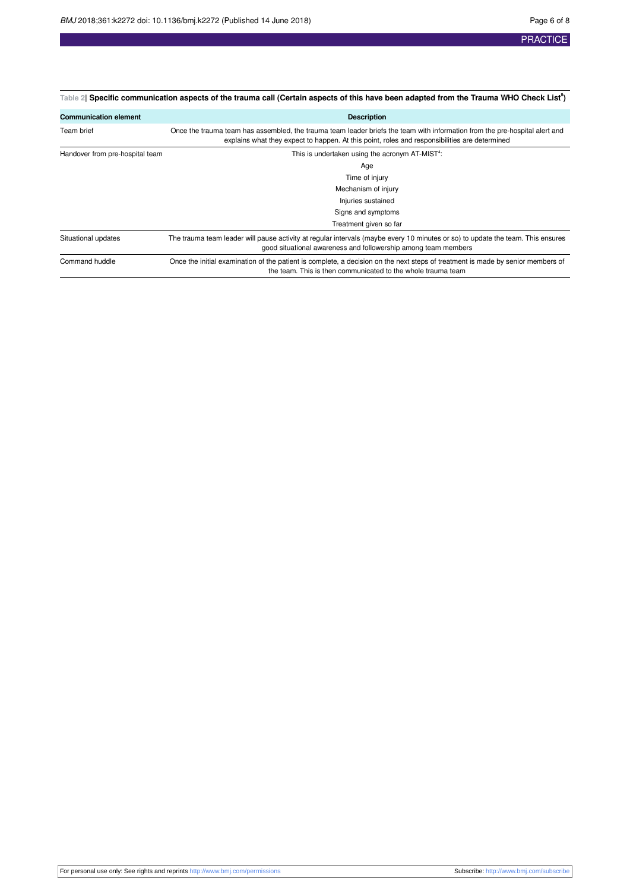**Table 2| Specific communication aspects of the trauma call (Certain aspects of this have been adapted from the Trauma WHO Check List[8])**

| Communication element | Description |
|---|---|
| Team brief | Once the trauma team has assembled, the trauma team leader briefs the team with information from the pre-hospital alert and explains what they expect to happen. At this point, roles and responsibilities are determined |
| Handover from pre-hospital team | This is undertaken using the acronym AT-MIST[4]:<br>Age<br>Time of injury<br>Mechanism of injury<br>Injuries sustained<br>Signs and symptoms<br>Treatment given so far |
| Situational updates | The trauma team leader will pause activity at regular intervals (maybe every 10 minutes or so) to update the team. This ensures good situational awareness and followership among team members |
| Command huddle | Once the initial examination of the patient is complete, a decision on the next steps of treatment is made by senior members of the team. This is then communicated to the whole trauma team |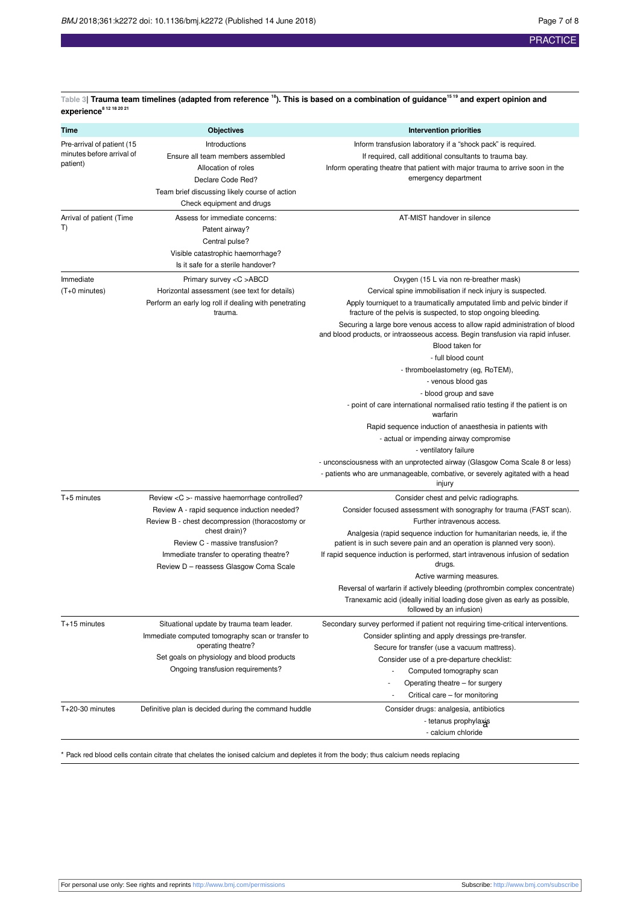Table 3| **Trauma team timelines (adapted from reference [18]). This is based on a combination of guidance[15 19] and expert opinion and experience[8 12 18 20 21]**

| Time | Objectives | Intervention priorities |
|---|---|---|
| Pre-arrival of patient (15 minutes before arrival of patient) | Introductions<br>Ensure all team members assembled<br>Allocation of roles<br>Declare Code Red?<br>Team brief discussing likely course of action<br>Check equipment and drugs | Inform transfusion laboratory if a "shock pack" is required.<br>If required, call additional consultants to trauma bay.<br>Inform operating theatre that patient with major trauma to arrive soon in the emergency department |
| Arrival of patient (Time T) | Assess for immediate concerns:<br>Patent airway?<br>Central pulse?<br>Visible catastrophic haemorrhage?<br>Is it safe for a sterile handover? | AT-MIST handover in silence |
| Immediate (T+0 minutes) | Primary survey <C >ABCD<br>Horizontal assessment (see text for details)<br>Perform an early log roll if dealing with penetrating trauma. | Oxygen (15 L via non re-breather mask)<br>Cervical spine immobilisation if neck injury is suspected.<br>Apply tourniquet to a traumatically amputated limb and pelvic binder if fracture of the pelvis is suspected, to stop ongoing bleeding.<br>Securing a large bore venous access to allow rapid administration of blood and blood products, or intraosseous access. Begin transfusion via rapid infuser.<br>Blood taken for<br>- full blood count<br>- thromboelastometry (eg, RoTEM),<br>- venous blood gas<br>- blood group and save<br>- point of care international normalised ratio testing if the patient is on warfarin<br>Rapid sequence induction of anaesthesia in patients with<br>- actual or impending airway compromise<br>- ventilatory failure<br>- unconsciousness with an unprotected airway (Glasgow Coma Scale 8 or less)<br>- patients who are unmanageable, combative, or severely agitated with a head injury |
| T+5 minutes | Review <C >- massive haemorrhage controlled?<br>Review A - rapid sequence induction needed?<br>Review B - chest decompression (thoracostomy or chest drain)?<br>Review C - massive transfusion?<br>Immediate transfer to operating theatre?<br>Review D – reassess Glasgow Coma Scale | Consider chest and pelvic radiographs.<br>Consider focused assessment with sonography for trauma (FAST scan).<br>Further intravenous access.<br>Analgesia (rapid sequence induction for humanitarian needs, ie, if the patient is in such severe pain and an operation is planned very soon).<br>If rapid sequence induction is performed, start intravenous infusion of sedation drugs.<br>Active warming measures.<br>Reversal of warfarin if actively bleeding (prothrombin complex concentrate)<br>Tranexamic acid (ideally initial loading dose given as early as possible, followed by an infusion) |
| T+15 minutes | Situational update by trauma team leader.<br>Immediate computed tomography scan or transfer to operating theatre?<br>Set goals on physiology and blood products<br>Ongoing transfusion requirements? | Secondary survey performed if patient not requiring time-critical interventions.<br>Consider splinting and apply dressings pre-transfer.<br>Secure for transfer (use a vacuum mattress).<br>Consider use of a pre-departure checklist:<br>- Computed tomography scan<br>- Operating theatre – for surgery<br>- Critical care – for monitoring |
| T+20-30 minutes | Definitive plan is decided during the command huddle | Consider drugs: analgesia, antibiotics<br>- tetanus prophylaxis[a]<br>- calcium chloride |

* Pack red blood cells contain citrate that chelates the ionised calcium and depletes it from the body; thus calcium needs replacing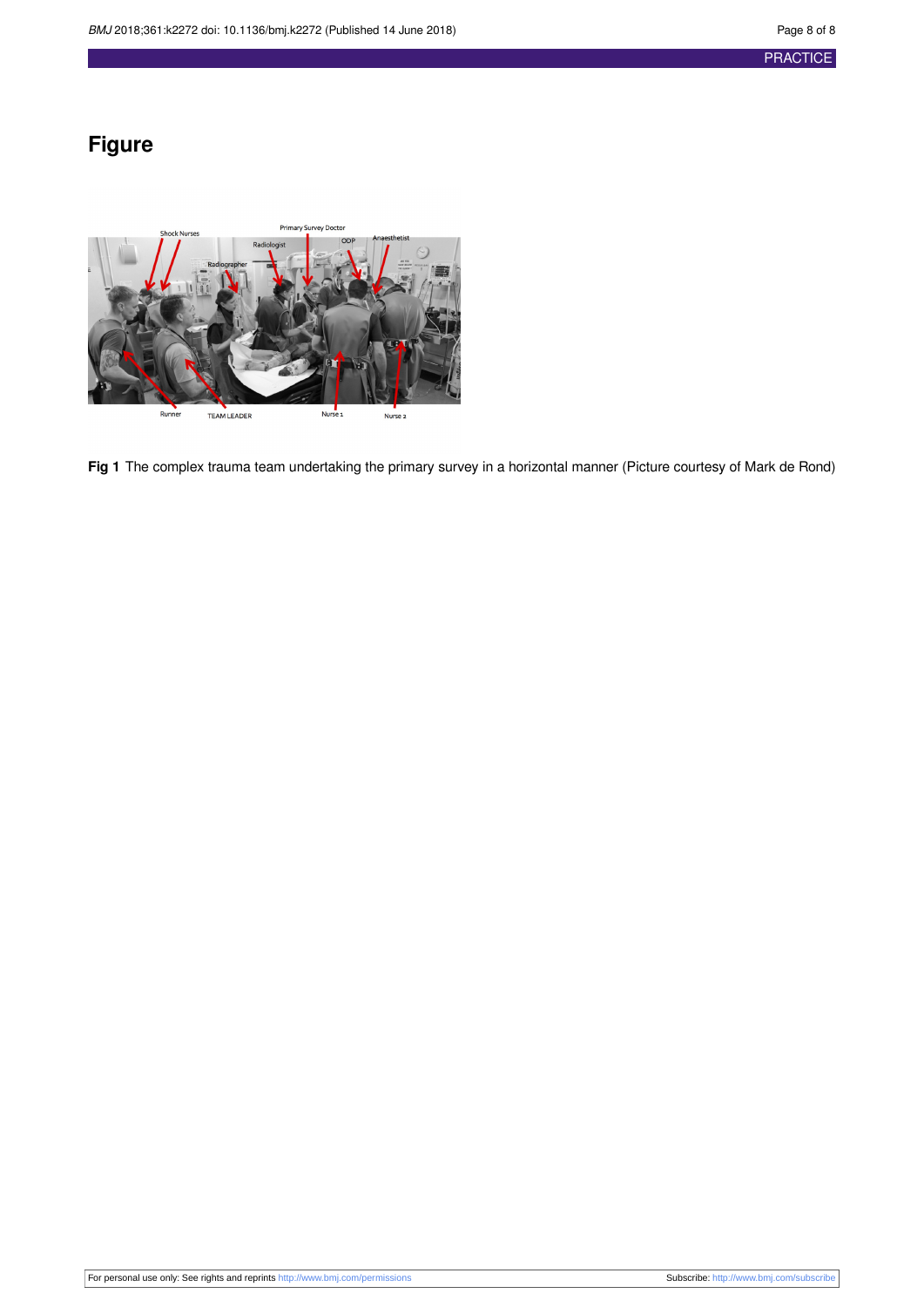## Figure

Shock Nurses

Primary Survey Doctor

Radiologist

ODP

Anaesthetist

Radiographer

Runner

TEAM LEADER

Nurse 1

Nurse 2

**Fig 1** The complex trauma team undertaking the primary survey in a horizontal manner (Picture courtesy of Mark de Rond)